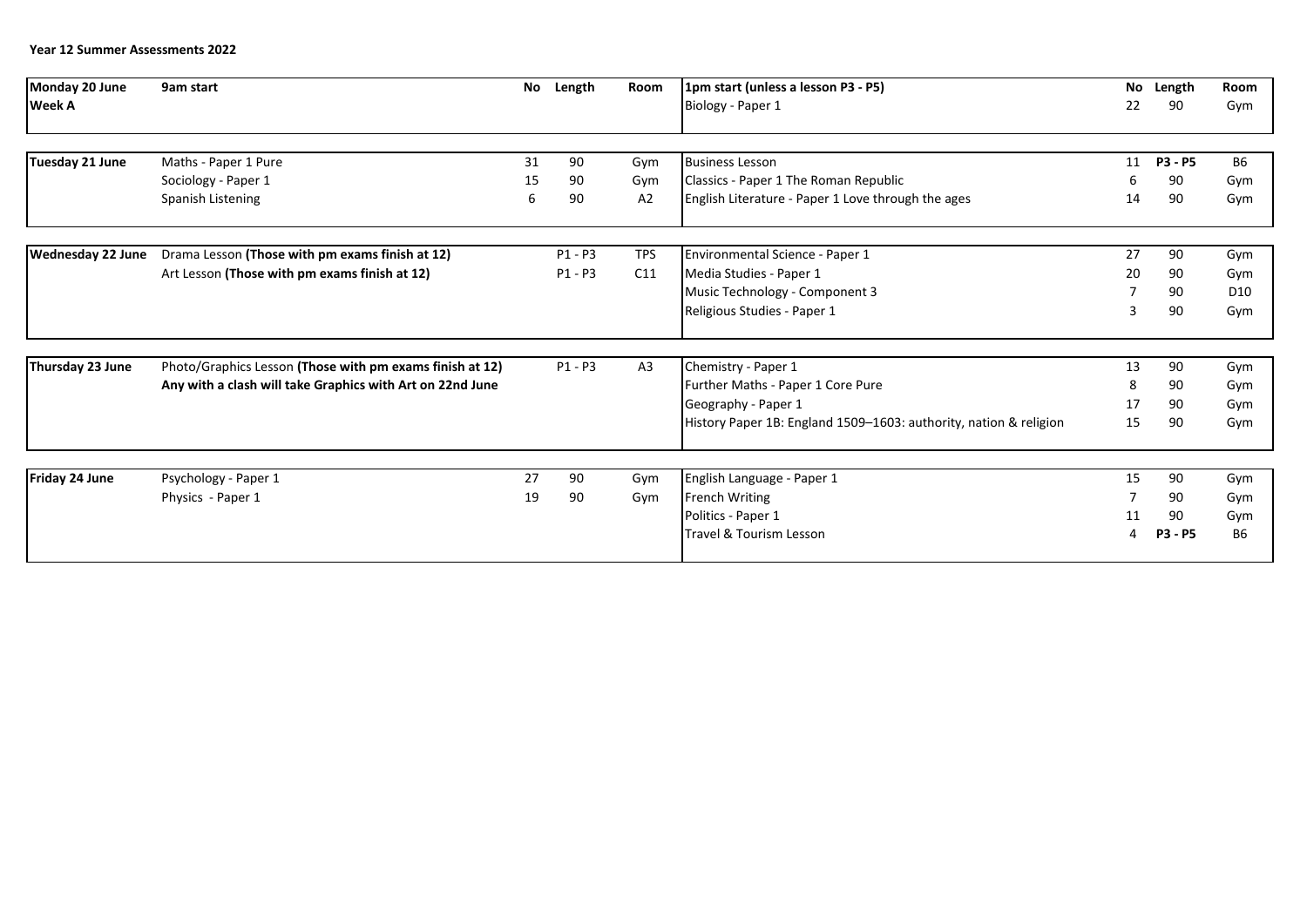**Year 12 Summer Assessments 2022**

| Monday 20 June | 9am start | No | Length | Room | 1pm start (unless a lesson P3 - P5) | No | Length | Room |
|---|---|---|---|---|---|---|---|---|
| **Week A** | | | | | Biology - Paper 1 | 22 | 90 | Gym |
| **Tuesday 21 June** | Maths - Paper 1 Pure | 31 | 90 | Gym | Business Lesson | 11 | **P3 - P5** | B6 |
| | Sociology - Paper 1 | 15 | 90 | Gym | Classics - Paper 1 The Roman Republic | 6 | 90 | Gym |
| | Spanish Listening | 6 | 90 | A2 | English Literature - Paper 1 Love through the ages | 14 | 90 | Gym |
| **Wednesday 22 June** | Drama Lesson **(Those with pm exams finish at 12)** | | P1 - P3 | TPS | Environmental Science - Paper 1 | 27 | 90 | Gym |
| | Art Lesson **(Those with pm exams finish at 12)** | | P1 - P3 | C11 | Media Studies - Paper 1 | 20 | 90 | Gym |
| | | | | | Music Technology - Component 3 | 7 | 90 | D10 |
| | | | | | Religious Studies - Paper 1 | 3 | 90 | Gym |
| **Thursday 23 June** | Photo/Graphics Lesson **(Those with pm exams finish at 12)** | | P1 - P3 | A3 | Chemistry - Paper 1 | 13 | 90 | Gym |
| | **Any with a clash will take Graphics with Art on 22nd June** | | | | Further Maths - Paper 1 Core Pure | 8 | 90 | Gym |
| | | | | | Geography - Paper 1 | 17 | 90 | Gym |
| | | | | | History Paper 1B: England 1509–1603: authority, nation & religion | 15 | 90 | Gym |
| **Friday 24 June** | Psychology - Paper 1 | 27 | 90 | Gym | English Language - Paper 1 | 15 | 90 | Gym |
| | Physics - Paper 1 | 19 | 90 | Gym | French Writing | 7 | 90 | Gym |
| | | | | | Politics - Paper 1 | 11 | 90 | Gym |
| | | | | | Travel & Tourism Lesson | 4 | **P3 - P5** | B6 |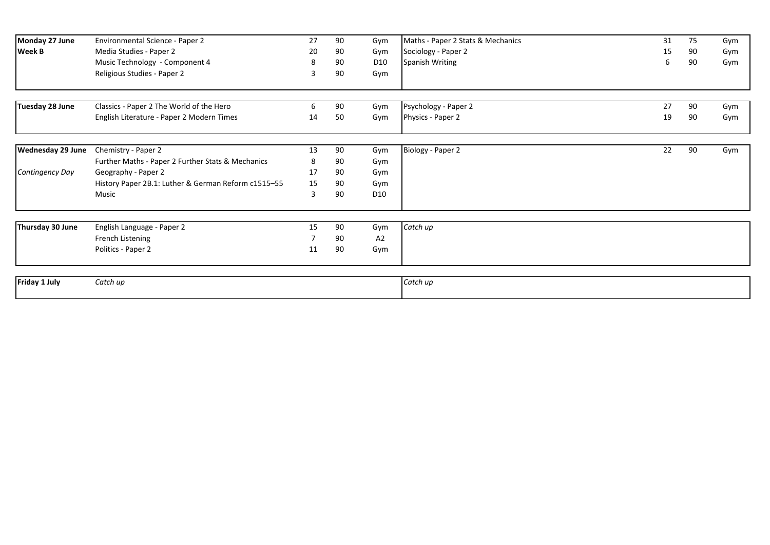| | | | | | | | | |
|---|---|---|---|---|---|---|---|---|
| **Monday 27 June** | Environmental Science - Paper 2 | 27 | 90 | Gym | Maths - Paper 2 Stats & Mechanics | 31 | 75 | Gym |
| **Week B** | Media Studies - Paper 2 | 20 | 90 | Gym | Sociology - Paper 2 | 15 | 90 | Gym |
| | Music Technology - Component 4 | 8 | 90 | D10 | Spanish Writing | 6 | 90 | Gym |
| | Religious Studies - Paper 2 | 3 | 90 | Gym | | | | |
| **Tuesday 28 June** | Classics - Paper 2 The World of the Hero | 6 | 90 | Gym | Psychology - Paper 2 | 27 | 90 | Gym |
| | English Literature - Paper 2 Modern Times | 14 | 50 | Gym | Physics - Paper 2 | 19 | 90 | Gym |
| **Wednesday 29 June** | Chemistry - Paper 2 | 13 | 90 | Gym | Biology - Paper 2 | 22 | 90 | Gym |
| | Further Maths - Paper 2 Further Stats & Mechanics | 8 | 90 | Gym | | | | |
| *Contingency Day* | Geography - Paper 2 | 17 | 90 | Gym | | | | |
| | History Paper 2B.1: Luther & German Reform c1515–55 | 15 | 90 | Gym | | | | |
| | Music | 3 | 90 | D10 | | | | |
| **Thursday 30 June** | English Language - Paper 2 | 15 | 90 | Gym | *Catch up* | | | |
| | French Listening | 7 | 90 | A2 | | | | |
| | Politics - Paper 2 | 11 | 90 | Gym | | | | |
| **Friday 1 July** | *Catch up* | | | | *Catch up* | | | |